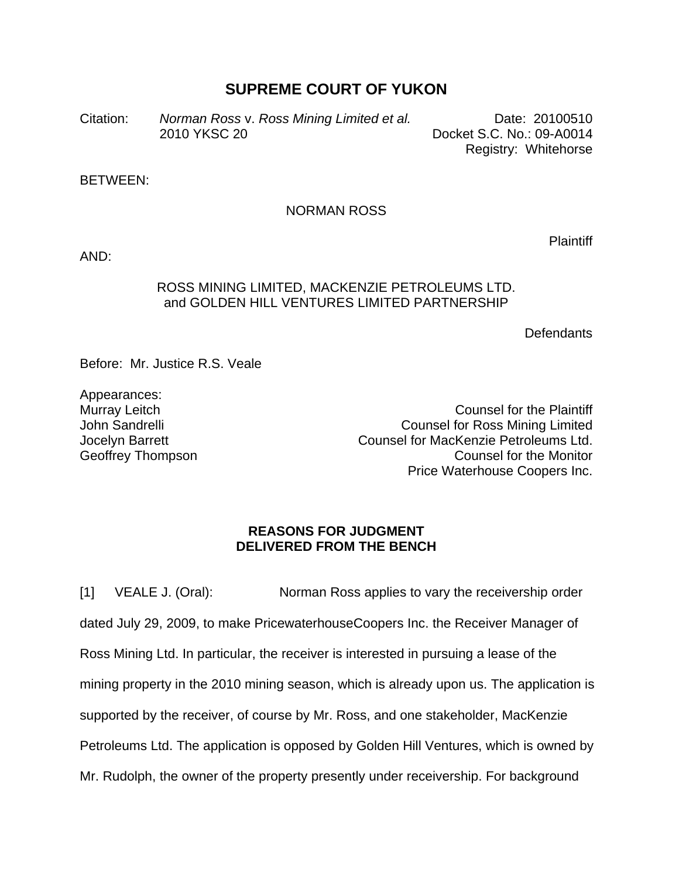# SUPREME COURT OF YUKON

| | | |
|---|---|---|
| Citation: | *Norman Ross* v. *Ross Mining Limited et al.* 2010 YKSC 20 | Date: 20100510 Docket S.C. No.: 09-A0014 Registry: Whitehorse |

BETWEEN:

NORMAN ROSS

Plaintiff

AND:

ROSS MINING LIMITED, MACKENZIE PETROLEUMS LTD. and GOLDEN HILL VENTURES LIMITED PARTNERSHIP

Defendants

Before: Mr. Justice R.S. Veale

Appearances:

| | |
|---|---|
| Murray Leitch | Counsel for the Plaintiff |
| John Sandrelli | Counsel for Ross Mining Limited |
| Jocelyn Barrett | Counsel for MacKenzie Petroleums Ltd. |
| Geoffrey Thompson | Counsel for the Monitor Price Waterhouse Coopers Inc. |

## REASONS FOR JUDGMENT DELIVERED FROM THE BENCH

[1] VEALE J. (Oral): Norman Ross applies to vary the receivership order dated July 29, 2009, to make PricewaterhouseCoopers Inc. the Receiver Manager of Ross Mining Ltd. In particular, the receiver is interested in pursuing a lease of the mining property in the 2010 mining season, which is already upon us. The application is supported by the receiver, of course by Mr. Ross, and one stakeholder, MacKenzie Petroleums Ltd. The application is opposed by Golden Hill Ventures, which is owned by Mr. Rudolph, the owner of the property presently under receivership. For background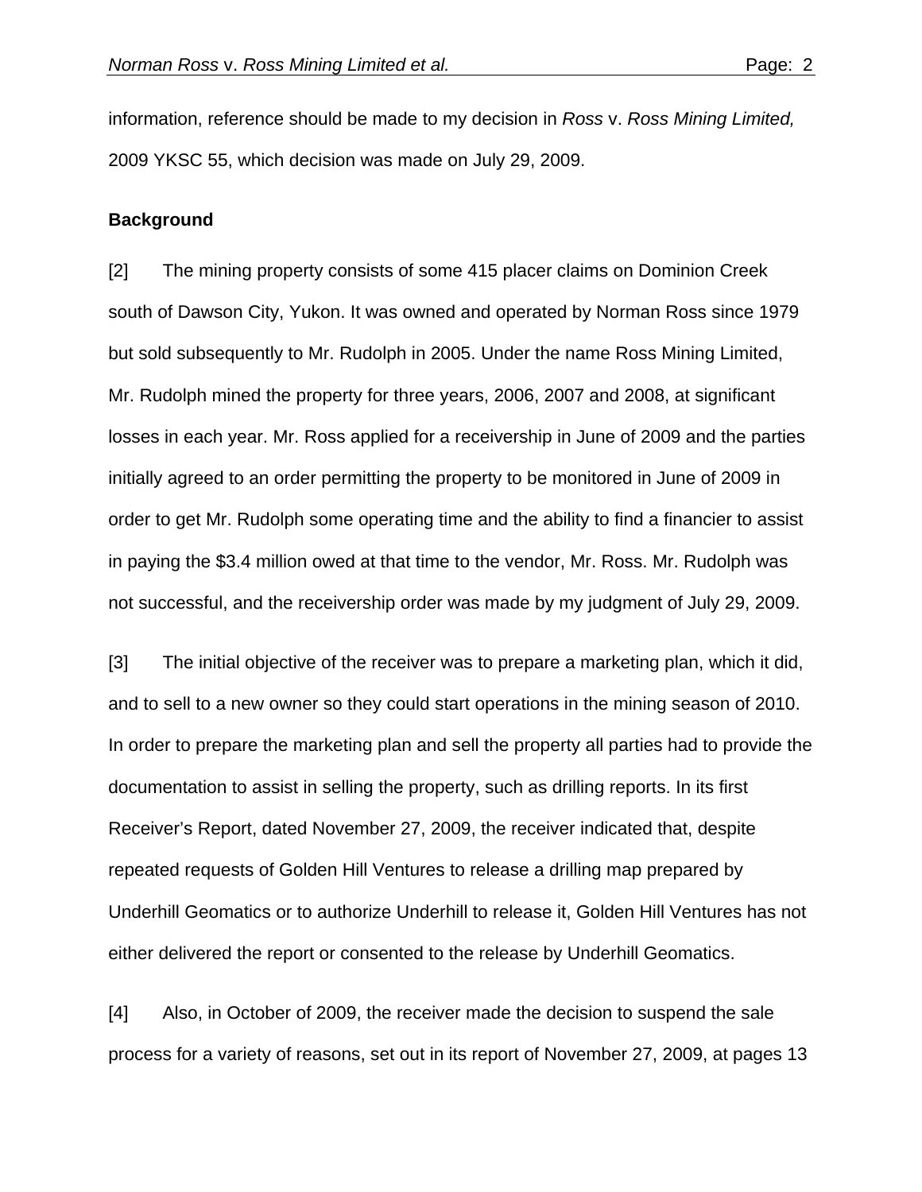information, reference should be made to my decision in *Ross* v. *Ross Mining Limited,* 2009 YKSC 55, which decision was made on July 29, 2009.

**Background**

[2] The mining property consists of some 415 placer claims on Dominion Creek south of Dawson City, Yukon. It was owned and operated by Norman Ross since 1979 but sold subsequently to Mr. Rudolph in 2005. Under the name Ross Mining Limited, Mr. Rudolph mined the property for three years, 2006, 2007 and 2008, at significant losses in each year. Mr. Ross applied for a receivership in June of 2009 and the parties initially agreed to an order permitting the property to be monitored in June of 2009 in order to get Mr. Rudolph some operating time and the ability to find a financier to assist in paying the $3.4 million owed at that time to the vendor, Mr. Ross. Mr. Rudolph was not successful, and the receivership order was made by my judgment of July 29, 2009.

[3] The initial objective of the receiver was to prepare a marketing plan, which it did, and to sell to a new owner so they could start operations in the mining season of 2010. In order to prepare the marketing plan and sell the property all parties had to provide the documentation to assist in selling the property, such as drilling reports. In its first Receiver's Report, dated November 27, 2009, the receiver indicated that, despite repeated requests of Golden Hill Ventures to release a drilling map prepared by Underhill Geomatics or to authorize Underhill to release it, Golden Hill Ventures has not either delivered the report or consented to the release by Underhill Geomatics.

[4] Also, in October of 2009, the receiver made the decision to suspend the sale process for a variety of reasons, set out in its report of November 27, 2009, at pages 13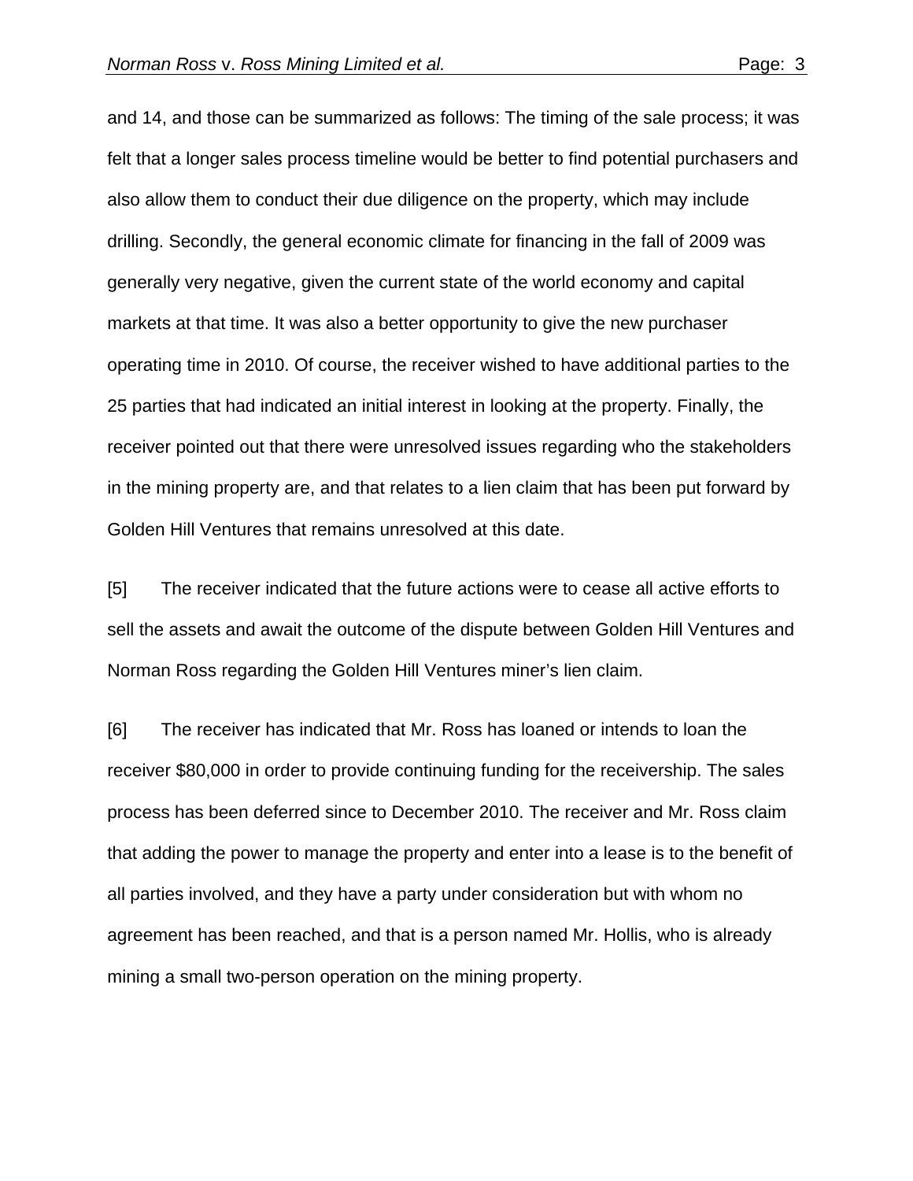and 14, and those can be summarized as follows: The timing of the sale process; it was felt that a longer sales process timeline would be better to find potential purchasers and also allow them to conduct their due diligence on the property, which may include drilling. Secondly, the general economic climate for financing in the fall of 2009 was generally very negative, given the current state of the world economy and capital markets at that time. It was also a better opportunity to give the new purchaser operating time in 2010. Of course, the receiver wished to have additional parties to the 25 parties that had indicated an initial interest in looking at the property. Finally, the receiver pointed out that there were unresolved issues regarding who the stakeholders in the mining property are, and that relates to a lien claim that has been put forward by Golden Hill Ventures that remains unresolved at this date.

[5] The receiver indicated that the future actions were to cease all active efforts to sell the assets and await the outcome of the dispute between Golden Hill Ventures and Norman Ross regarding the Golden Hill Ventures miner's lien claim.

[6] The receiver has indicated that Mr. Ross has loaned or intends to loan the receiver $80,000 in order to provide continuing funding for the receivership. The sales process has been deferred since to December 2010. The receiver and Mr. Ross claim that adding the power to manage the property and enter into a lease is to the benefit of all parties involved, and they have a party under consideration but with whom no agreement has been reached, and that is a person named Mr. Hollis, who is already mining a small two-person operation on the mining property.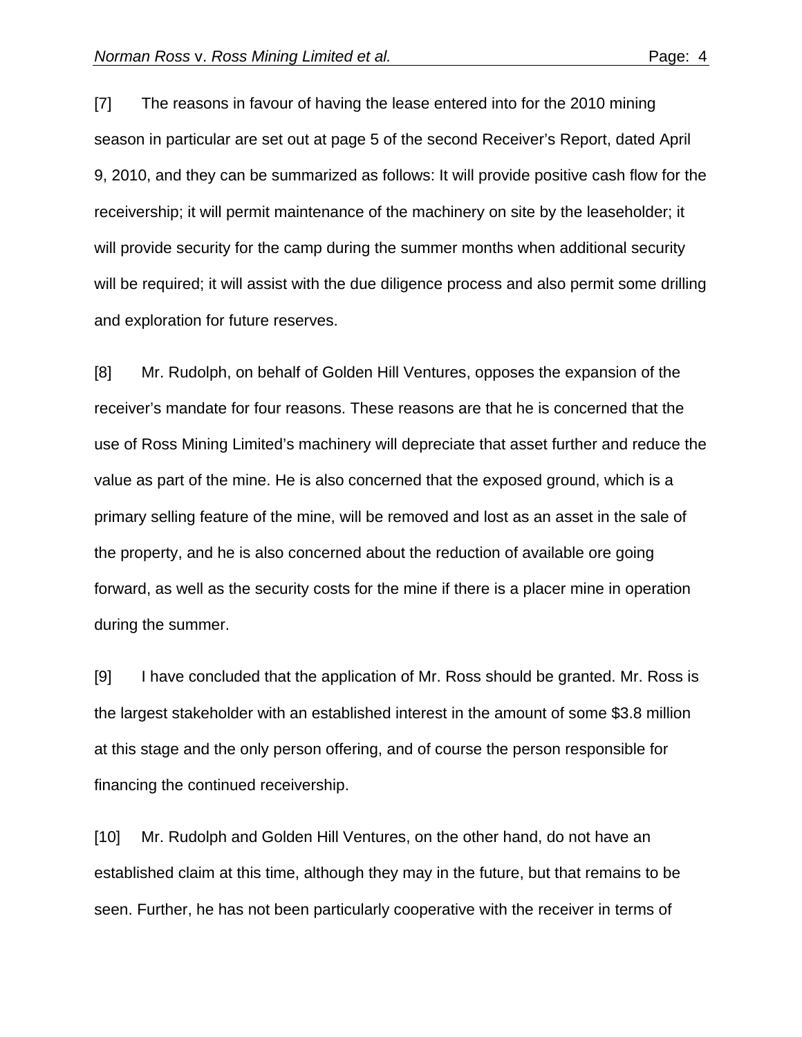[7] The reasons in favour of having the lease entered into for the 2010 mining season in particular are set out at page 5 of the second Receiver's Report, dated April 9, 2010, and they can be summarized as follows: It will provide positive cash flow for the receivership; it will permit maintenance of the machinery on site by the leaseholder; it will provide security for the camp during the summer months when additional security will be required; it will assist with the due diligence process and also permit some drilling and exploration for future reserves.

[8] Mr. Rudolph, on behalf of Golden Hill Ventures, opposes the expansion of the receiver's mandate for four reasons. These reasons are that he is concerned that the use of Ross Mining Limited's machinery will depreciate that asset further and reduce the value as part of the mine. He is also concerned that the exposed ground, which is a primary selling feature of the mine, will be removed and lost as an asset in the sale of the property, and he is also concerned about the reduction of available ore going forward, as well as the security costs for the mine if there is a placer mine in operation during the summer.

[9] I have concluded that the application of Mr. Ross should be granted. Mr. Ross is the largest stakeholder with an established interest in the amount of some $3.8 million at this stage and the only person offering, and of course the person responsible for financing the continued receivership.

[10] Mr. Rudolph and Golden Hill Ventures, on the other hand, do not have an established claim at this time, although they may in the future, but that remains to be seen. Further, he has not been particularly cooperative with the receiver in terms of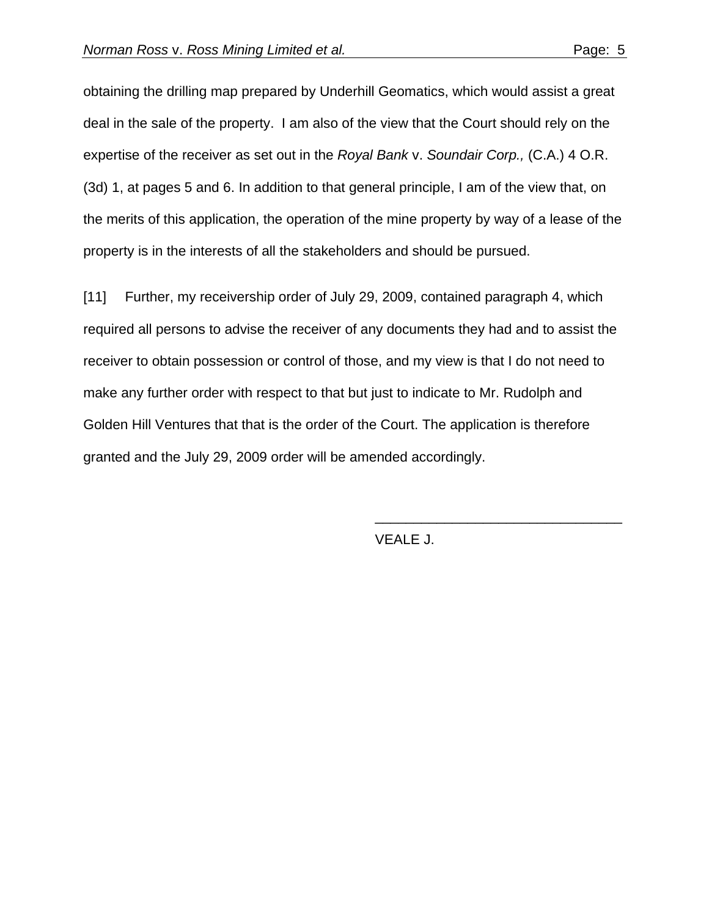obtaining the drilling map prepared by Underhill Geomatics, which would assist a great deal in the sale of the property. I am also of the view that the Court should rely on the expertise of the receiver as set out in the *Royal Bank* v. *Soundair Corp.,* (C.A.) 4 O.R. (3d) 1, at pages 5 and 6. In addition to that general principle, I am of the view that, on the merits of this application, the operation of the mine property by way of a lease of the property is in the interests of all the stakeholders and should be pursued.

[11] Further, my receivership order of July 29, 2009, contained paragraph 4, which required all persons to advise the receiver of any documents they had and to assist the receiver to obtain possession or control of those, and my view is that I do not need to make any further order with respect to that but just to indicate to Mr. Rudolph and Golden Hill Ventures that that is the order of the Court. The application is therefore granted and the July 29, 2009 order will be amended accordingly.

VEALE J.